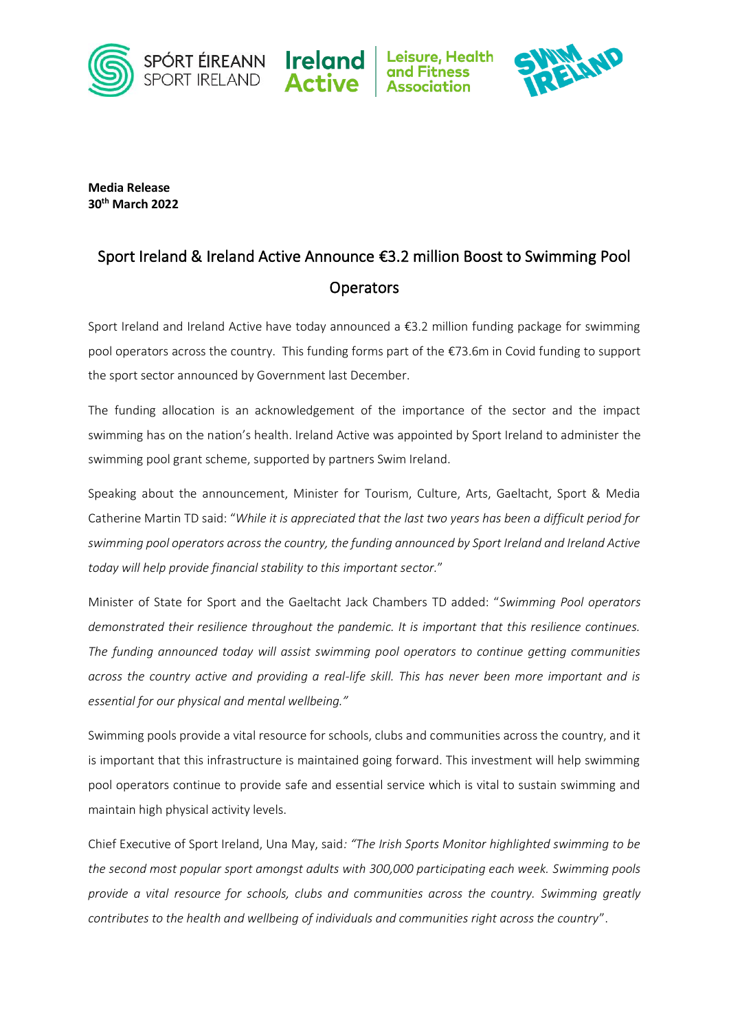**Media Release**
**30th March 2022**

# Sport Ireland & Ireland Active Announce €3.2 million Boost to Swimming Pool Operators

Sport Ireland and Ireland Active have today announced a €3.2 million funding package for swimming pool operators across the country. This funding forms part of the €73.6m in Covid funding to support the sport sector announced by Government last December.

The funding allocation is an acknowledgement of the importance of the sector and the impact swimming has on the nation's health. Ireland Active was appointed by Sport Ireland to administer the swimming pool grant scheme, supported by partners Swim Ireland.

Speaking about the announcement, Minister for Tourism, Culture, Arts, Gaeltacht, Sport & Media Catherine Martin TD said: "*While it is appreciated that the last two years has been a difficult period for swimming pool operators across the country, the funding announced by Sport Ireland and Ireland Active today will help provide financial stability to this important sector.*"

Minister of State for Sport and the Gaeltacht Jack Chambers TD added: "*Swimming Pool operators demonstrated their resilience throughout the pandemic. It is important that this resilience continues. The funding announced today will assist swimming pool operators to continue getting communities across the country active and providing a real-life skill. This has never been more important and is essential for our physical and mental wellbeing.*"

Swimming pools provide a vital resource for schools, clubs and communities across the country, and it is important that this infrastructure is maintained going forward. This investment will help swimming pool operators continue to provide safe and essential service which is vital to sustain swimming and maintain high physical activity levels.

Chief Executive of Sport Ireland, Una May, said: *"The Irish Sports Monitor highlighted swimming to be the second most popular sport amongst adults with 300,000 participating each week. Swimming pools provide a vital resource for schools, clubs and communities across the country. Swimming greatly contributes to the health and wellbeing of individuals and communities right across the country*".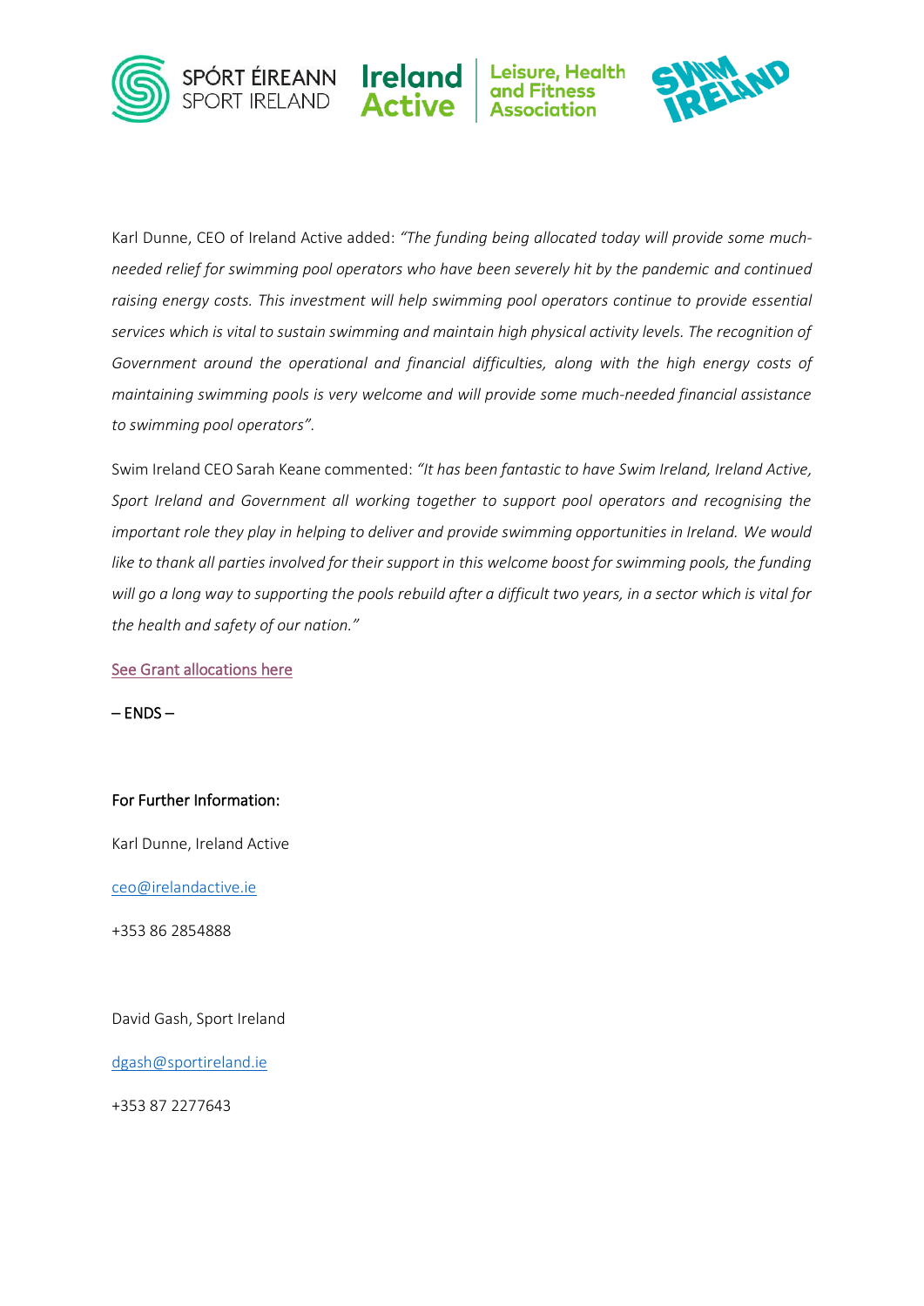Karl Dunne, CEO of Ireland Active added: *"The funding being allocated today will provide some much-needed relief for swimming pool operators who have been severely hit by the pandemic and continued raising energy costs. This investment will help swimming pool operators continue to provide essential services which is vital to sustain swimming and maintain high physical activity levels. The recognition of Government around the operational and financial difficulties, along with the high energy costs of maintaining swimming pools is very welcome and will provide some much-needed financial assistance to swimming pool operators".*

Swim Ireland CEO Sarah Keane commented: *"It has been fantastic to have Swim Ireland, Ireland Active, Sport Ireland and Government all working together to support pool operators and recognising the important role they play in helping to deliver and provide swimming opportunities in Ireland. We would like to thank all parties involved for their support in this welcome boost for swimming pools, the funding will go a long way to supporting the pools rebuild after a difficult two years, in a sector which is vital for the health and safety of our nation."*

See Grant allocations here

– ENDS –

**For Further Information:**

Karl Dunne, Ireland Active

ceo@irelandactive.ie

+353 86 2854888

David Gash, Sport Ireland

dgash@sportireland.ie

+353 87 2277643